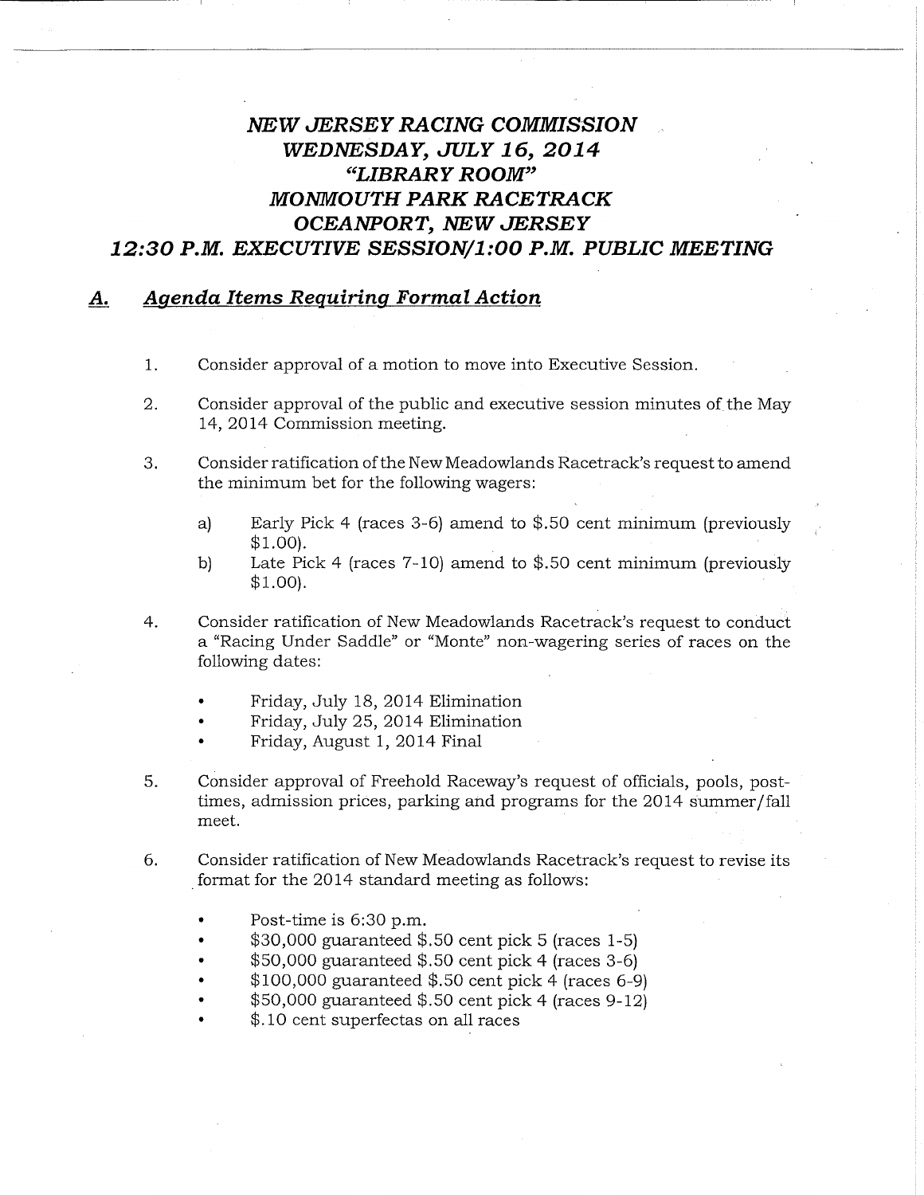# *NEW JERSEY RACING COMMISSION*
# *WEDNESDAY, JULY 16, 2014*
# *"LIBRARY ROOM"*
# *MONMOUTH PARK RACETRACK*
# *OCEANPORT, NEW JERSEY*
# *12:30 P.M. EXECUTIVE SESSION/1:00 P.M. PUBLIC MEETING*

## ***A. Agenda Items Requiring Formal Action***

1. Consider approval of a motion to move into Executive Session.

2. Consider approval of the public and executive session minutes of the May 14, 2014 Commission meeting.

3. Consider ratification of the New Meadowlands Racetrack's request to amend the minimum bet for the following wagers:

   a) Early Pick 4 (races 3-6) amend to $.50 cent minimum (previously $1.00).

   b) Late Pick 4 (races 7-10) amend to $.50 cent minimum (previously $1.00).

4. Consider ratification of New Meadowlands Racetrack's request to conduct a "Racing Under Saddle" or "Monte" non-wagering series of races on the following dates:

   - Friday, July 18, 2014 Elimination
   - Friday, July 25, 2014 Elimination
   - Friday, August 1, 2014 Final

5. Consider approval of Freehold Raceway's request of officials, pools, post-times, admission prices, parking and programs for the 2014 summer/fall meet.

6. Consider ratification of New Meadowlands Racetrack's request to revise its format for the 2014 standard meeting as follows:

   - Post-time is 6:30 p.m.
   - $30,000 guaranteed $.50 cent pick 5 (races 1-5)
   - $50,000 guaranteed $.50 cent pick 4 (races 3-6)
   - $100,000 guaranteed $.50 cent pick 4 (races 6-9)
   - $50,000 guaranteed $.50 cent pick 4 (races 9-12)
   - $.10 cent superfectas on all races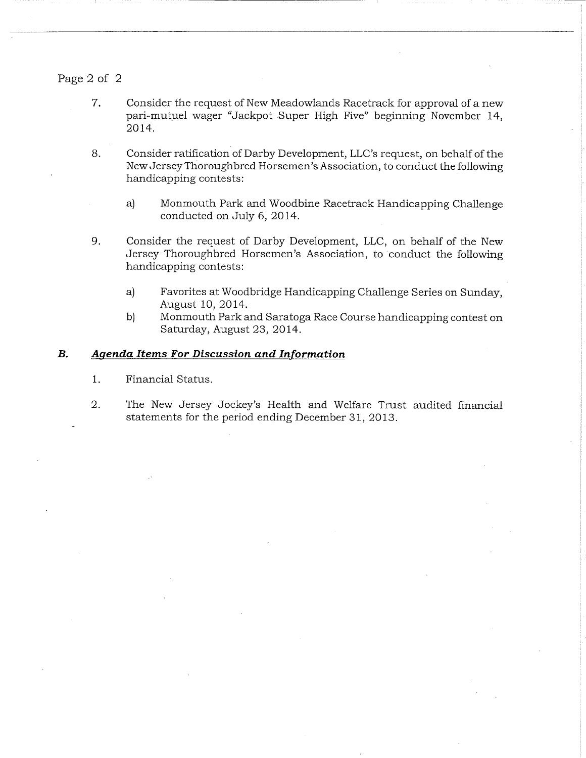7. Consider the request of New Meadowlands Racetrack for approval of a new pari-mutuel wager "Jackpot Super High Five" beginning November 14, 2014.

8. Consider ratification of Darby Development, LLC's request, on behalf of the New Jersey Thoroughbred Horsemen's Association, to conduct the following handicapping contests:

   a) Monmouth Park and Woodbine Racetrack Handicapping Challenge conducted on July 6, 2014.

9. Consider the request of Darby Development, LLC, on behalf of the New Jersey Thoroughbred Horsemen's Association, to conduct the following handicapping contests:

   a) Favorites at Woodbridge Handicapping Challenge Series on Sunday, August 10, 2014.
   b) Monmouth Park and Saratoga Race Course handicapping contest on Saturday, August 23, 2014.

## ***B. Agenda Items For Discussion and Information***

1. Financial Status.

2. The New Jersey Jockey's Health and Welfare Trust audited financial statements for the period ending December 31, 2013.